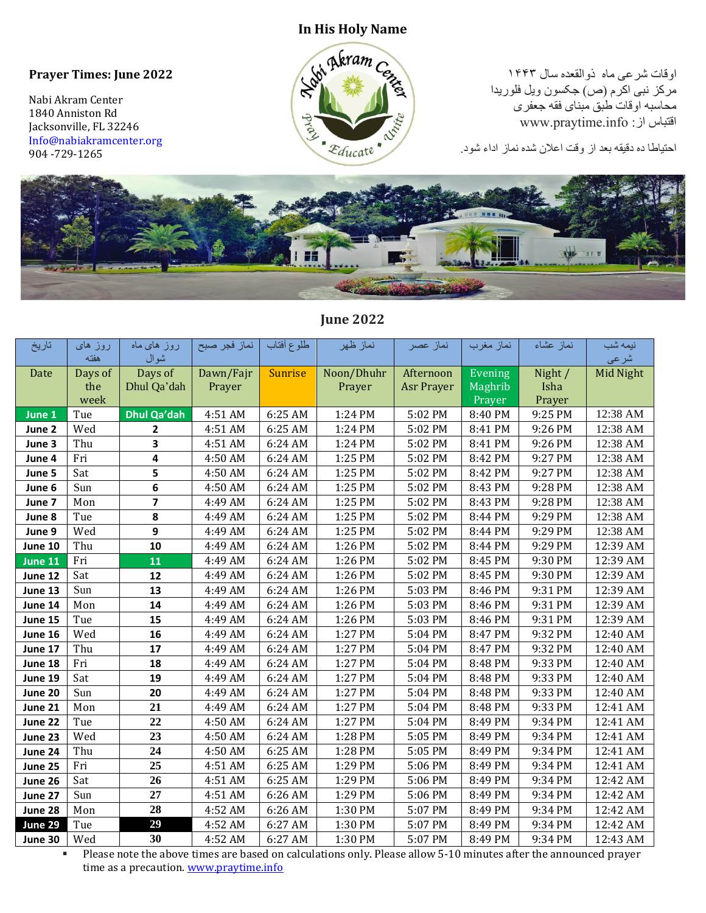**In His Holy Name**

**Prayer Times: June 2022**

Nabi Akram Center
1840 Anniston Rd
Jacksonville, FL 32246
Info@nabiakramcenter.org
904 -729-1265

اوقات شرعی ماه ذوالقعده سال ۱۴۴۳
مرکز نبی اکرم (ص) جکسون ویل فلوریدا
محاسبه اوقات طبق مبنای فقه جعفری
اقتباس از : www.praytime.info

احتیاطا ده دقیقه بعد از وقت اعلان شده نماز اداء شود.

## June 2022

| تاریخ | روز های هفته | روز های ماه شوال | نماز فجر صبح | طلوع آفتاب | نماز ظهر | نماز عصر | نماز مغرب | نماز عشاء | نیمه شب شرعی |
|---|---|---|---|---|---|---|---|---|---|
| Date | Days of the week | Days of Dhul Qa'dah | Dawn/Fajr Prayer | Sunrise | Noon/Dhuhr Prayer | Afternoon Asr Prayer | Evening Maghrib Prayer | Night / Isha Prayer | Mid Night |
| **June 1** | Tue | **Dhul Qa'dah** | 4:51 AM | 6:25 AM | 1:24 PM | 5:02 PM | 8:40 PM | 9:25 PM | 12:38 AM |
| **June 2** | Wed | **2** | 4:51 AM | 6:25 AM | 1:24 PM | 5:02 PM | 8:41 PM | 9:26 PM | 12:38 AM |
| **June 3** | Thu | **3** | 4:51 AM | 6:24 AM | 1:24 PM | 5:02 PM | 8:41 PM | 9:26 PM | 12:38 AM |
| **June 4** | Fri | **4** | 4:50 AM | 6:24 AM | 1:25 PM | 5:02 PM | 8:42 PM | 9:27 PM | 12:38 AM |
| **June 5** | Sat | **5** | 4:50 AM | 6:24 AM | 1:25 PM | 5:02 PM | 8:42 PM | 9:27 PM | 12:38 AM |
| **June 6** | Sun | **6** | 4:50 AM | 6:24 AM | 1:25 PM | 5:02 PM | 8:43 PM | 9:28 PM | 12:38 AM |
| **June 7** | Mon | **7** | 4:49 AM | 6:24 AM | 1:25 PM | 5:02 PM | 8:43 PM | 9:28 PM | 12:38 AM |
| **June 8** | Tue | **8** | 4:49 AM | 6:24 AM | 1:25 PM | 5:02 PM | 8:44 PM | 9:29 PM | 12:38 AM |
| **June 9** | Wed | **9** | 4:49 AM | 6:24 AM | 1:25 PM | 5:02 PM | 8:44 PM | 9:29 PM | 12:38 AM |
| **June 10** | Thu | **10** | 4:49 AM | 6:24 AM | 1:26 PM | 5:02 PM | 8:44 PM | 9:29 PM | 12:39 AM |
| **June 11** | Fri | **11** | 4:49 AM | 6:24 AM | 1:26 PM | 5:02 PM | 8:45 PM | 9:30 PM | 12:39 AM |
| **June 12** | Sat | **12** | 4:49 AM | 6:24 AM | 1:26 PM | 5:02 PM | 8:45 PM | 9:30 PM | 12:39 AM |
| **June 13** | Sun | **13** | 4:49 AM | 6:24 AM | 1:26 PM | 5:03 PM | 8:46 PM | 9:31 PM | 12:39 AM |
| **June 14** | Mon | **14** | 4:49 AM | 6:24 AM | 1:26 PM | 5:03 PM | 8:46 PM | 9:31 PM | 12:39 AM |
| **June 15** | Tue | **15** | 4:49 AM | 6:24 AM | 1:26 PM | 5:03 PM | 8:46 PM | 9:31 PM | 12:39 AM |
| **June 16** | Wed | **16** | 4:49 AM | 6:24 AM | 1:27 PM | 5:04 PM | 8:47 PM | 9:32 PM | 12:40 AM |
| **June 17** | Thu | **17** | 4:49 AM | 6:24 AM | 1:27 PM | 5:04 PM | 8:47 PM | 9:32 PM | 12:40 AM |
| **June 18** | Fri | **18** | 4:49 AM | 6:24 AM | 1:27 PM | 5:04 PM | 8:48 PM | 9:33 PM | 12:40 AM |
| **June 19** | Sat | **19** | 4:49 AM | 6:24 AM | 1:27 PM | 5:04 PM | 8:48 PM | 9:33 PM | 12:40 AM |
| **June 20** | Sun | **20** | 4:49 AM | 6:24 AM | 1:27 PM | 5:04 PM | 8:48 PM | 9:33 PM | 12:40 AM |
| **June 21** | Mon | **21** | 4:49 AM | 6:24 AM | 1:27 PM | 5:04 PM | 8:48 PM | 9:33 PM | 12:41 AM |
| **June 22** | Tue | **22** | 4:50 AM | 6:24 AM | 1:27 PM | 5:04 PM | 8:49 PM | 9:34 PM | 12:41 AM |
| **June 23** | Wed | **23** | 4:50 AM | 6:24 AM | 1:28 PM | 5:05 PM | 8:49 PM | 9:34 PM | 12:41 AM |
| **June 24** | Thu | **24** | 4:50 AM | 6:25 AM | 1:28 PM | 5:05 PM | 8:49 PM | 9:34 PM | 12:41 AM |
| **June 25** | Fri | **25** | 4:51 AM | 6:25 AM | 1:29 PM | 5:06 PM | 8:49 PM | 9:34 PM | 12:41 AM |
| **June 26** | Sat | **26** | 4:51 AM | 6:25 AM | 1:29 PM | 5:06 PM | 8:49 PM | 9:34 PM | 12:42 AM |
| **June 27** | Sun | **27** | 4:51 AM | 6:26 AM | 1:29 PM | 5:06 PM | 8:49 PM | 9:34 PM | 12:42 AM |
| **June 28** | Mon | **28** | 4:52 AM | 6:26 AM | 1:30 PM | 5:07 PM | 8:49 PM | 9:34 PM | 12:42 AM |
| **June 29** | Tue | **29** | 4:52 AM | 6:27 AM | 1:30 PM | 5:07 PM | 8:49 PM | 9:34 PM | 12:42 AM |
| **June 30** | Wed | **30** | 4:52 AM | 6:27 AM | 1:30 PM | 5:07 PM | 8:49 PM | 9:34 PM | 12:43 AM |

- Please note the above times are based on calculations only. Please allow 5-10 minutes after the announced prayer time as a precaution. www.praytime.info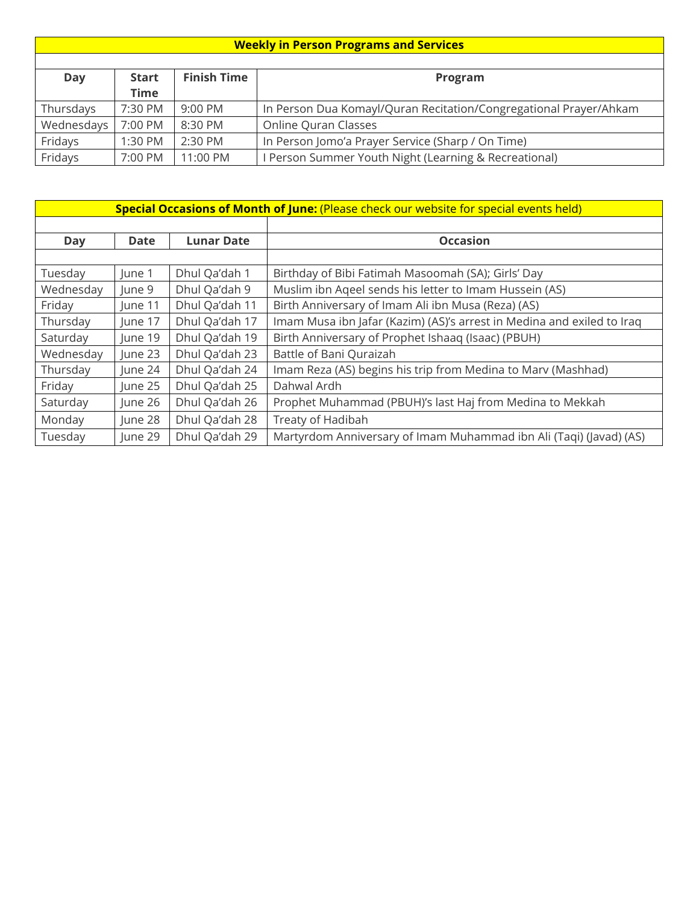| Weekly in Person Programs and Services | | | |
|---|---|---|---|
| **Day** | **Start Time** | **Finish Time** | **Program** |
| Thursdays | 7:30 PM | 9:00 PM | In Person Dua Komayl/Quran Recitation/Congregational Prayer/Ahkam |
| Wednesdays | 7:00 PM | 8:30 PM | Online Quran Classes |
| Fridays | 1:30 PM | 2:30 PM | In Person Jomo'a Prayer Service (Sharp / On Time) |
| Fridays | 7:00 PM | 11:00 PM | I Person Summer Youth Night (Learning & Recreational) |

| **Special Occasions of Month of June:** (Please check our website for special events held) | | | |
|---|---|---|---|
| **Day** | **Date** | **Lunar Date** | **Occasion** |
| Tuesday | June 1 | Dhul Qa'dah 1 | Birthday of Bibi Fatimah Masoomah (SA); Girls' Day |
| Wednesday | June 9 | Dhul Qa'dah 9 | Muslim ibn Aqeel sends his letter to Imam Hussein (AS) |
| Friday | June 11 | Dhul Qa'dah 11 | Birth Anniversary of Imam Ali ibn Musa (Reza) (AS) |
| Thursday | June 17 | Dhul Qa'dah 17 | Imam Musa ibn Jafar (Kazim) (AS)'s arrest in Medina and exiled to Iraq |
| Saturday | June 19 | Dhul Qa'dah 19 | Birth Anniversary of Prophet Ishaaq (Isaac) (PBUH) |
| Wednesday | June 23 | Dhul Qa'dah 23 | Battle of Bani Quraizah |
| Thursday | June 24 | Dhul Qa'dah 24 | Imam Reza (AS) begins his trip from Medina to Marv (Mashhad) |
| Friday | June 25 | Dhul Qa'dah 25 | Dahwal Ardh |
| Saturday | June 26 | Dhul Qa'dah 26 | Prophet Muhammad (PBUH)'s last Haj from Medina to Mekkah |
| Monday | June 28 | Dhul Qa'dah 28 | Treaty of Hadibah |
| Tuesday | June 29 | Dhul Qa'dah 29 | Martyrdom Anniversary of Imam Muhammad ibn Ali (Taqi) (Javad) (AS) |